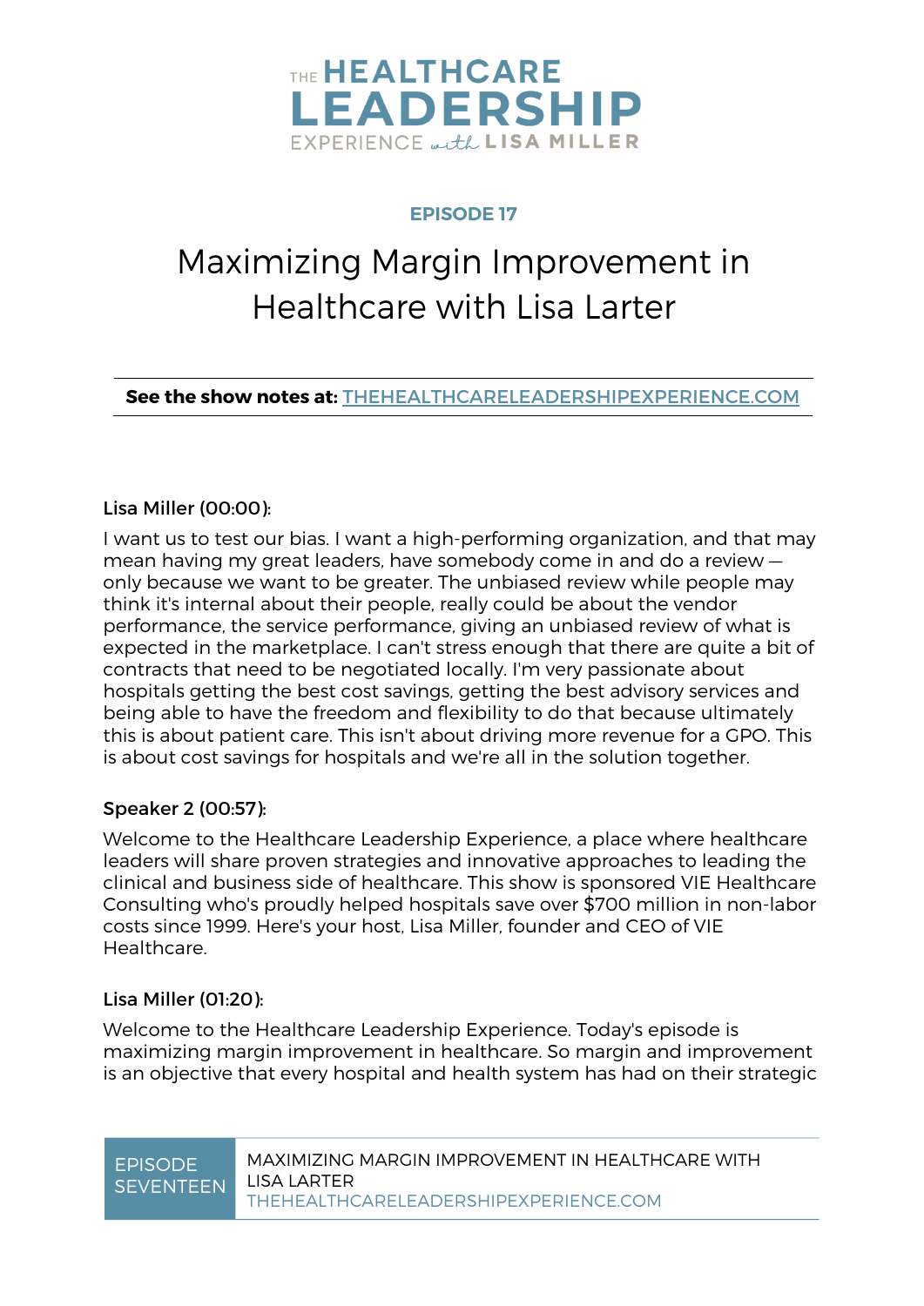# THE HEALTHCARE LEADERSHIP EXPERIENCE with LISA MILLER

## EPISODE 17

# Maximizing Margin Improvement in Healthcare with Lisa Larter

**See the show notes at:** THEHEALTHCARELEADERSHIPEXPERIENCE.COM

**Lisa Miller (00:00):**

I want us to test our bias. I want a high-performing organization, and that may mean having my great leaders, have somebody come in and do a review — only because we want to be greater. The unbiased review while people may think it's internal about their people, really could be about the vendor performance, the service performance, giving an unbiased review of what is expected in the marketplace. I can't stress enough that there are quite a bit of contracts that need to be negotiated locally. I'm very passionate about hospitals getting the best cost savings, getting the best advisory services and being able to have the freedom and flexibility to do that because ultimately this is about patient care. This isn't about driving more revenue for a GPO. This is about cost savings for hospitals and we're all in the solution together.

**Speaker 2 (00:57):**

Welcome to the Healthcare Leadership Experience, a place where healthcare leaders will share proven strategies and innovative approaches to leading the clinical and business side of healthcare. This show is sponsored VIE Healthcare Consulting who's proudly helped hospitals save over $700 million in non-labor costs since 1999. Here's your host, Lisa Miller, founder and CEO of VIE Healthcare.

**Lisa Miller (01:20):**

Welcome to the Healthcare Leadership Experience. Today's episode is maximizing margin improvement in healthcare. So margin and improvement is an objective that every hospital and health system has had on their strategic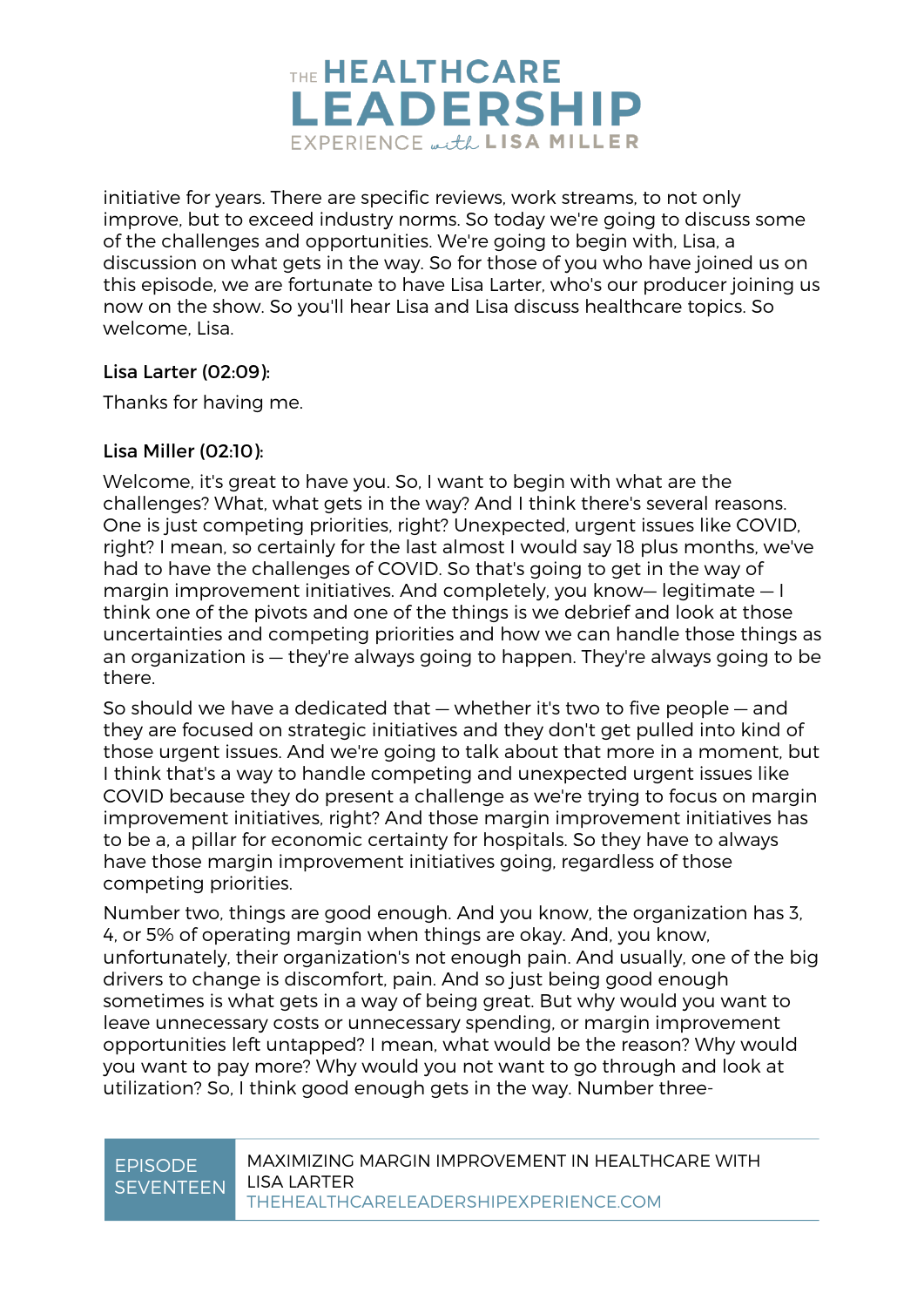initiative for years. There are specific reviews, work streams, to not only improve, but to exceed industry norms. So today we're going to discuss some of the challenges and opportunities. We're going to begin with, Lisa, a discussion on what gets in the way. So for those of you who have joined us on this episode, we are fortunate to have Lisa Larter, who's our producer joining us now on the show. So you'll hear Lisa and Lisa discuss healthcare topics. So welcome, Lisa.

**Lisa Larter (02:09):**

Thanks for having me.

**Lisa Miller (02:10):**

Welcome, it's great to have you. So, I want to begin with what are the challenges? What, what gets in the way? And I think there's several reasons. One is just competing priorities, right? Unexpected, urgent issues like COVID, right? I mean, so certainly for the last almost I would say 18 plus months, we've had to have the challenges of COVID. So that's going to get in the way of margin improvement initiatives. And completely, you know— legitimate — I think one of the pivots and one of the things is we debrief and look at those uncertainties and competing priorities and how we can handle those things as an organization is — they're always going to happen. They're always going to be there.

So should we have a dedicated that — whether it's two to five people — and they are focused on strategic initiatives and they don't get pulled into kind of those urgent issues. And we're going to talk about that more in a moment, but I think that's a way to handle competing and unexpected urgent issues like COVID because they do present a challenge as we're trying to focus on margin improvement initiatives, right? And those margin improvement initiatives has to be a, a pillar for economic certainty for hospitals. So they have to always have those margin improvement initiatives going, regardless of those competing priorities.

Number two, things are good enough. And you know, the organization has 3, 4, or 5% of operating margin when things are okay. And, you know, unfortunately, their organization's not enough pain. And usually, one of the big drivers to change is discomfort, pain. And so just being good enough sometimes is what gets in a way of being great. But why would you want to leave unnecessary costs or unnecessary spending, or margin improvement opportunities left untapped? I mean, what would be the reason? Why would you want to pay more? Why would you not want to go through and look at utilization? So, I think good enough gets in the way. Number three-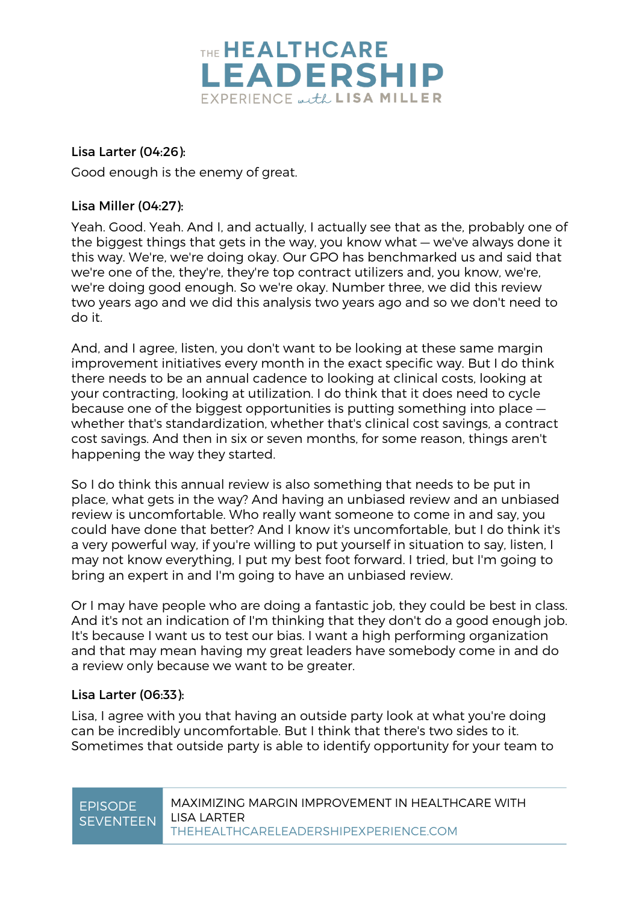**Lisa Larter (04:26):**

Good enough is the enemy of great.

**Lisa Miller (04:27):**

Yeah. Good. Yeah. And I, and actually, I actually see that as the, probably one of the biggest things that gets in the way, you know what — we've always done it this way. We're, we're doing okay. Our GPO has benchmarked us and said that we're one of the, they're, they're top contract utilizers and, you know, we're, we're doing good enough. So we're okay. Number three, we did this review two years ago and we did this analysis two years ago and so we don't need to do it.

And, and I agree, listen, you don't want to be looking at these same margin improvement initiatives every month in the exact specific way. But I do think there needs to be an annual cadence to looking at clinical costs, looking at your contracting, looking at utilization. I do think that it does need to cycle because one of the biggest opportunities is putting something into place — whether that's standardization, whether that's clinical cost savings, a contract cost savings. And then in six or seven months, for some reason, things aren't happening the way they started.

So I do think this annual review is also something that needs to be put in place, what gets in the way? And having an unbiased review and an unbiased review is uncomfortable. Who really want someone to come in and say, you could have done that better? And I know it's uncomfortable, but I do think it's a very powerful way, if you're willing to put yourself in situation to say, listen, I may not know everything, I put my best foot forward. I tried, but I'm going to bring an expert in and I'm going to have an unbiased review.

Or I may have people who are doing a fantastic job, they could be best in class. And it's not an indication of I'm thinking that they don't do a good enough job. It's because I want us to test our bias. I want a high performing organization and that may mean having my great leaders have somebody come in and do a review only because we want to be greater.

**Lisa Larter (06:33):**

Lisa, I agree with you that having an outside party look at what you're doing can be incredibly uncomfortable. But I think that there's two sides to it. Sometimes that outside party is able to identify opportunity for your team to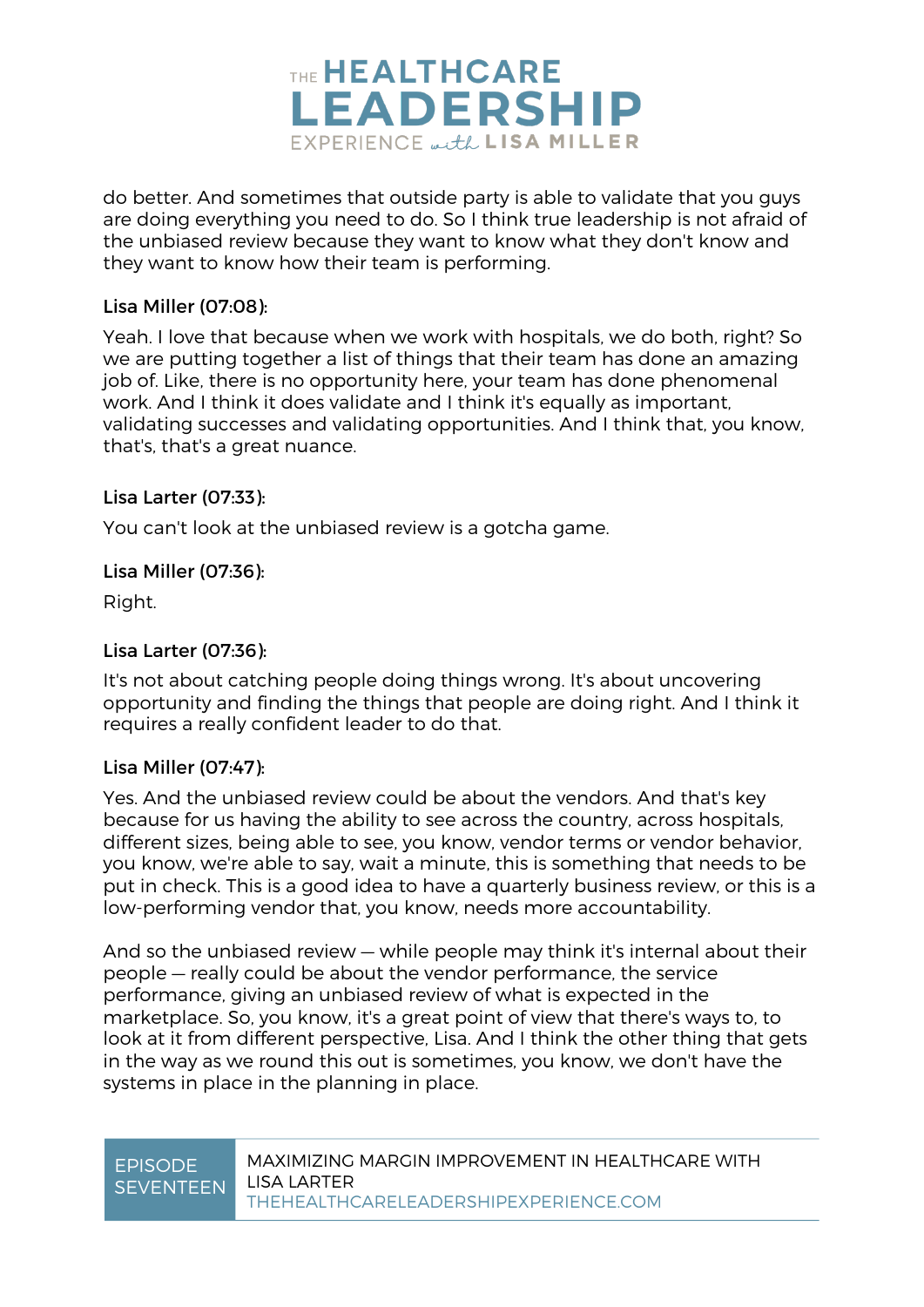do better. And sometimes that outside party is able to validate that you guys are doing everything you need to do. So I think true leadership is not afraid of the unbiased review because they want to know what they don't know and they want to know how their team is performing.

**Lisa Miller (07:08):**

Yeah. I love that because when we work with hospitals, we do both, right? So we are putting together a list of things that their team has done an amazing job of. Like, there is no opportunity here, your team has done phenomenal work. And I think it does validate and I think it's equally as important, validating successes and validating opportunities. And I think that, you know, that's, that's a great nuance.

**Lisa Larter (07:33):**

You can't look at the unbiased review is a gotcha game.

**Lisa Miller (07:36):**

Right.

**Lisa Larter (07:36):**

It's not about catching people doing things wrong. It's about uncovering opportunity and finding the things that people are doing right. And I think it requires a really confident leader to do that.

**Lisa Miller (07:47):**

Yes. And the unbiased review could be about the vendors. And that's key because for us having the ability to see across the country, across hospitals, different sizes, being able to see, you know, vendor terms or vendor behavior, you know, we're able to say, wait a minute, this is something that needs to be put in check. This is a good idea to have a quarterly business review, or this is a low-performing vendor that, you know, needs more accountability.

And so the unbiased review — while people may think it's internal about their people — really could be about the vendor performance, the service performance, giving an unbiased review of what is expected in the marketplace. So, you know, it's a great point of view that there's ways to, to look at it from different perspective, Lisa. And I think the other thing that gets in the way as we round this out is sometimes, you know, we don't have the systems in place in the planning in place.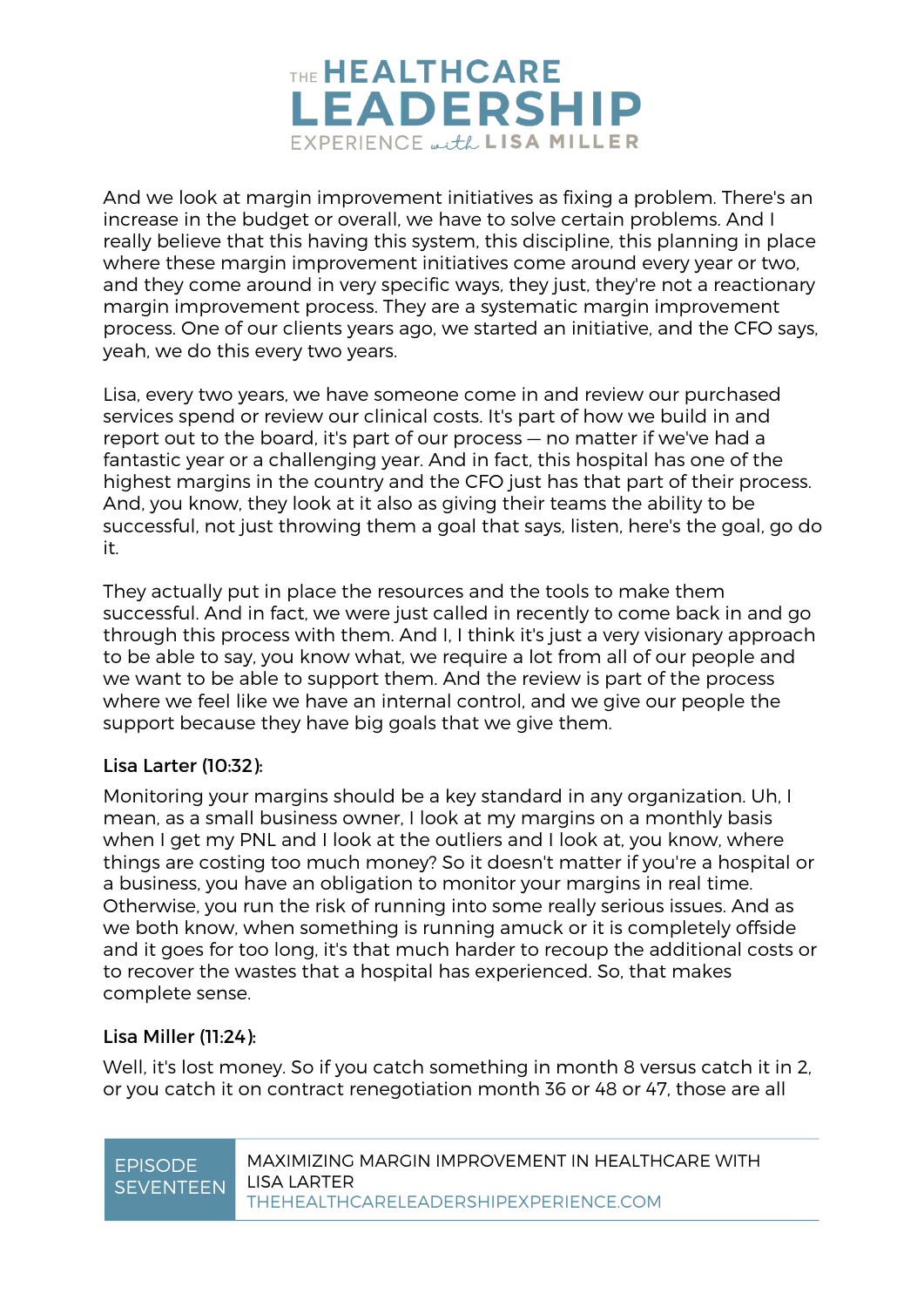And we look at margin improvement initiatives as fixing a problem. There's an increase in the budget or overall, we have to solve certain problems. And I really believe that this having this system, this discipline, this planning in place where these margin improvement initiatives come around every year or two, and they come around in very specific ways, they just, they're not a reactionary margin improvement process. They are a systematic margin improvement process. One of our clients years ago, we started an initiative, and the CFO says, yeah, we do this every two years.

Lisa, every two years, we have someone come in and review our purchased services spend or review our clinical costs. It's part of how we build in and report out to the board, it's part of our process — no matter if we've had a fantastic year or a challenging year. And in fact, this hospital has one of the highest margins in the country and the CFO just has that part of their process. And, you know, they look at it also as giving their teams the ability to be successful, not just throwing them a goal that says, listen, here's the goal, go do it.

They actually put in place the resources and the tools to make them successful. And in fact, we were just called in recently to come back in and go through this process with them. And I, I think it's just a very visionary approach to be able to say, you know what, we require a lot from all of our people and we want to be able to support them. And the review is part of the process where we feel like we have an internal control, and we give our people the support because they have big goals that we give them.

**Lisa Larter (10:32):**

Monitoring your margins should be a key standard in any organization. Uh, I mean, as a small business owner, I look at my margins on a monthly basis when I get my PNL and I look at the outliers and I look at, you know, where things are costing too much money? So it doesn't matter if you're a hospital or a business, you have an obligation to monitor your margins in real time. Otherwise, you run the risk of running into some really serious issues. And as we both know, when something is running amuck or it is completely offside and it goes for too long, it's that much harder to recoup the additional costs or to recover the wastes that a hospital has experienced. So, that makes complete sense.

**Lisa Miller (11:24):**

Well, it's lost money. So if you catch something in month 8 versus catch it in 2, or you catch it on contract renegotiation month 36 or 48 or 47, those are all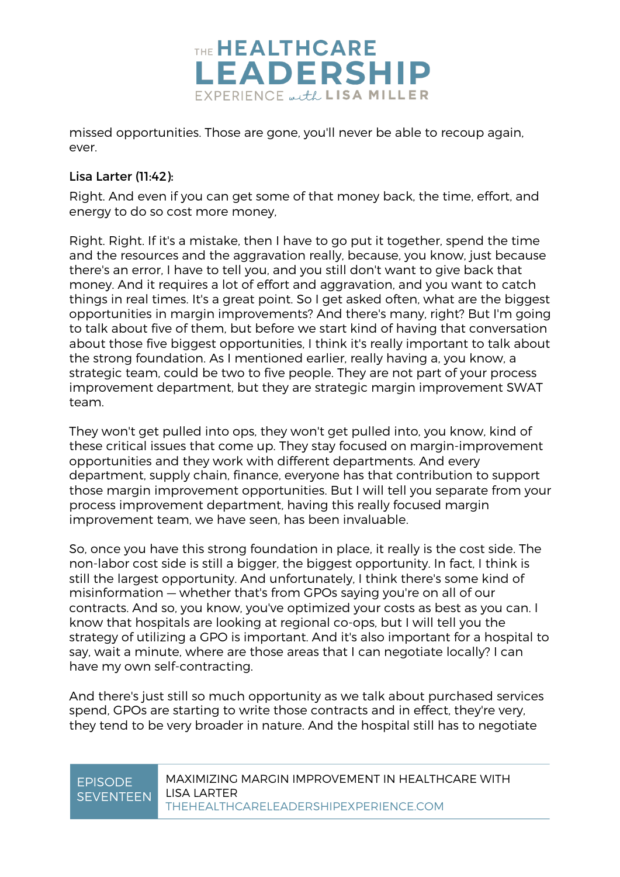missed opportunities. Those are gone, you'll never be able to recoup again, ever.

**Lisa Larter (11:42):**

Right. And even if you can get some of that money back, the time, effort, and energy to do so cost more money,

Right. Right. If it's a mistake, then I have to go put it together, spend the time and the resources and the aggravation really, because, you know, just because there's an error, I have to tell you, and you still don't want to give back that money. And it requires a lot of effort and aggravation, and you want to catch things in real times. It's a great point. So I get asked often, what are the biggest opportunities in margin improvements? And there's many, right? But I'm going to talk about five of them, but before we start kind of having that conversation about those five biggest opportunities, I think it's really important to talk about the strong foundation. As I mentioned earlier, really having a, you know, a strategic team, could be two to five people. They are not part of your process improvement department, but they are strategic margin improvement SWAT team.

They won't get pulled into ops, they won't get pulled into, you know, kind of these critical issues that come up. They stay focused on margin-improvement opportunities and they work with different departments. And every department, supply chain, finance, everyone has that contribution to support those margin improvement opportunities. But I will tell you separate from your process improvement department, having this really focused margin improvement team, we have seen, has been invaluable.

So, once you have this strong foundation in place, it really is the cost side. The non-labor cost side is still a bigger, the biggest opportunity. In fact, I think is still the largest opportunity. And unfortunately, I think there's some kind of misinformation — whether that's from GPOs saying you're on all of our contracts. And so, you know, you've optimized your costs as best as you can. I know that hospitals are looking at regional co-ops, but I will tell you the strategy of utilizing a GPO is important. And it's also important for a hospital to say, wait a minute, where are those areas that I can negotiate locally? I can have my own self-contracting.

And there's just still so much opportunity as we talk about purchased services spend, GPOs are starting to write those contracts and in effect, they're very, they tend to be very broader in nature. And the hospital still has to negotiate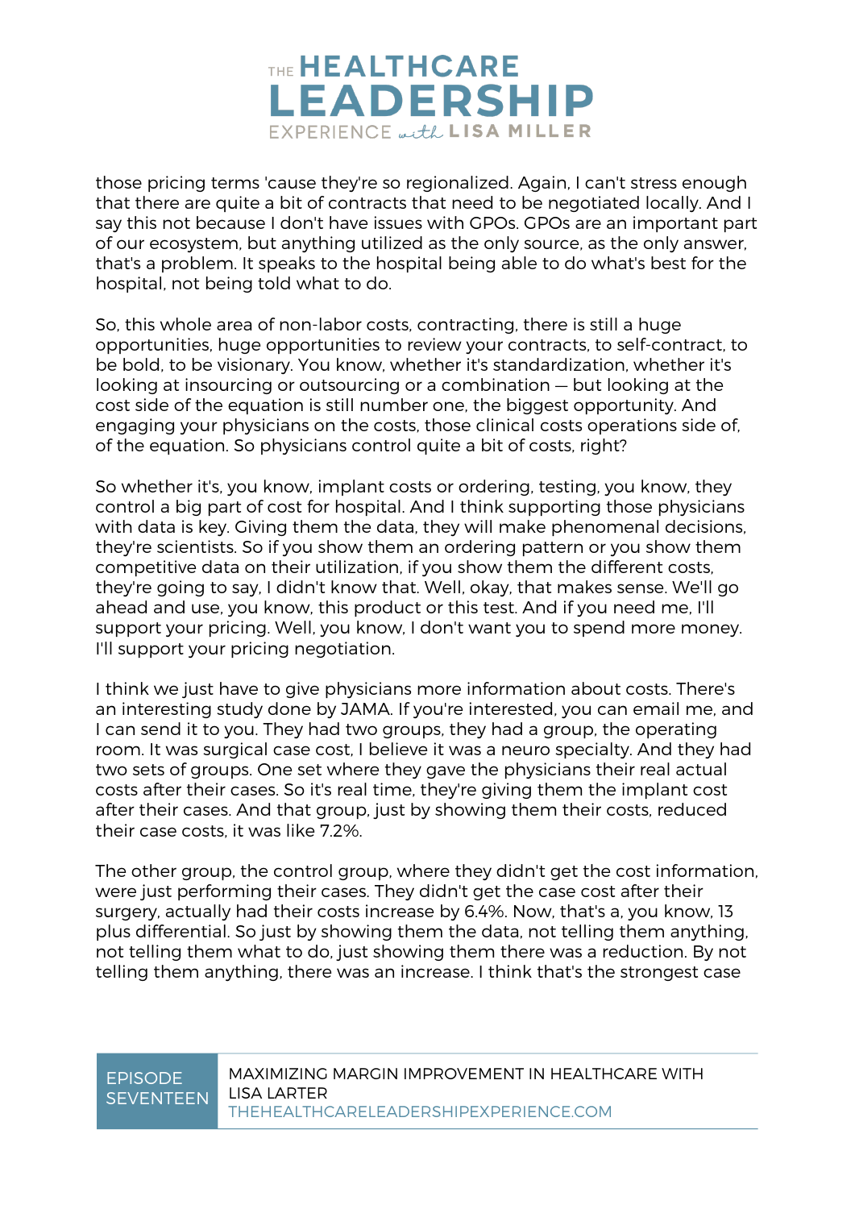those pricing terms 'cause they're so regionalized. Again, I can't stress enough that there are quite a bit of contracts that need to be negotiated locally. And I say this not because I don't have issues with GPOs. GPOs are an important part of our ecosystem, but anything utilized as the only source, as the only answer, that's a problem. It speaks to the hospital being able to do what's best for the hospital, not being told what to do.

So, this whole area of non-labor costs, contracting, there is still a huge opportunities, huge opportunities to review your contracts, to self-contract, to be bold, to be visionary. You know, whether it's standardization, whether it's looking at insourcing or outsourcing or a combination — but looking at the cost side of the equation is still number one, the biggest opportunity. And engaging your physicians on the costs, those clinical costs operations side of, of the equation. So physicians control quite a bit of costs, right?

So whether it's, you know, implant costs or ordering, testing, you know, they control a big part of cost for hospital. And I think supporting those physicians with data is key. Giving them the data, they will make phenomenal decisions, they're scientists. So if you show them an ordering pattern or you show them competitive data on their utilization, if you show them the different costs, they're going to say, I didn't know that. Well, okay, that makes sense. We'll go ahead and use, you know, this product or this test. And if you need me, I'll support your pricing. Well, you know, I don't want you to spend more money. I'll support your pricing negotiation.

I think we just have to give physicians more information about costs. There's an interesting study done by JAMA. If you're interested, you can email me, and I can send it to you. They had two groups, they had a group, the operating room. It was surgical case cost, I believe it was a neuro specialty. And they had two sets of groups. One set where they gave the physicians their real actual costs after their cases. So it's real time, they're giving them the implant cost after their cases. And that group, just by showing them their costs, reduced their case costs, it was like 7.2%.

The other group, the control group, where they didn't get the cost information, were just performing their cases. They didn't get the case cost after their surgery, actually had their costs increase by 6.4%. Now, that's a, you know, 13 plus differential. So just by showing them the data, not telling them anything, not telling them what to do, just showing them there was a reduction. By not telling them anything, there was an increase. I think that's the strongest case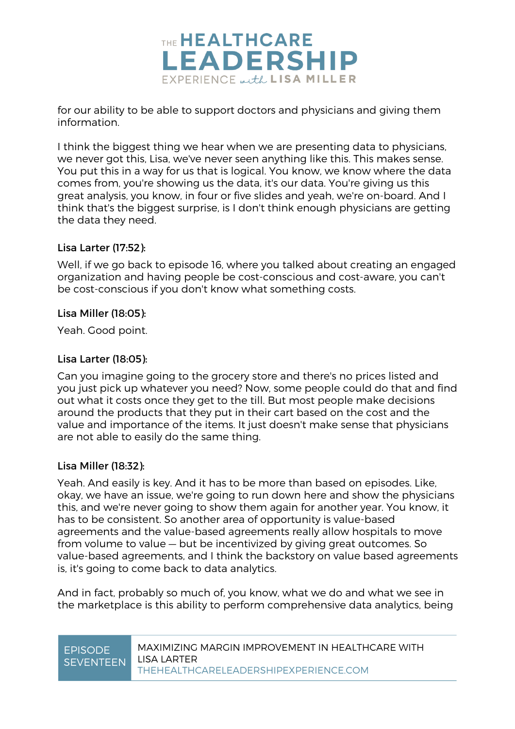for our ability to be able to support doctors and physicians and giving them information.

I think the biggest thing we hear when we are presenting data to physicians, we never got this, Lisa, we've never seen anything like this. This makes sense. You put this in a way for us that is logical. You know, we know where the data comes from, you're showing us the data, it's our data. You're giving us this great analysis, you know, in four or five slides and yeah, we're on-board. And I think that's the biggest surprise, is I don't think enough physicians are getting the data they need.

**Lisa Larter (17:52):**

Well, if we go back to episode 16, where you talked about creating an engaged organization and having people be cost-conscious and cost-aware, you can't be cost-conscious if you don't know what something costs.

**Lisa Miller (18:05):**

Yeah. Good point.

**Lisa Larter (18:05):**

Can you imagine going to the grocery store and there's no prices listed and you just pick up whatever you need? Now, some people could do that and find out what it costs once they get to the till. But most people make decisions around the products that they put in their cart based on the cost and the value and importance of the items. It just doesn't make sense that physicians are not able to easily do the same thing.

**Lisa Miller (18:32):**

Yeah. And easily is key. And it has to be more than based on episodes. Like, okay, we have an issue, we're going to run down here and show the physicians this, and we're never going to show them again for another year. You know, it has to be consistent. So another area of opportunity is value-based agreements and the value-based agreements really allow hospitals to move from volume to value — but be incentivized by giving great outcomes. So value-based agreements, and I think the backstory on value based agreements is, it's going to come back to data analytics.

And in fact, probably so much of, you know, what we do and what we see in the marketplace is this ability to perform comprehensive data analytics, being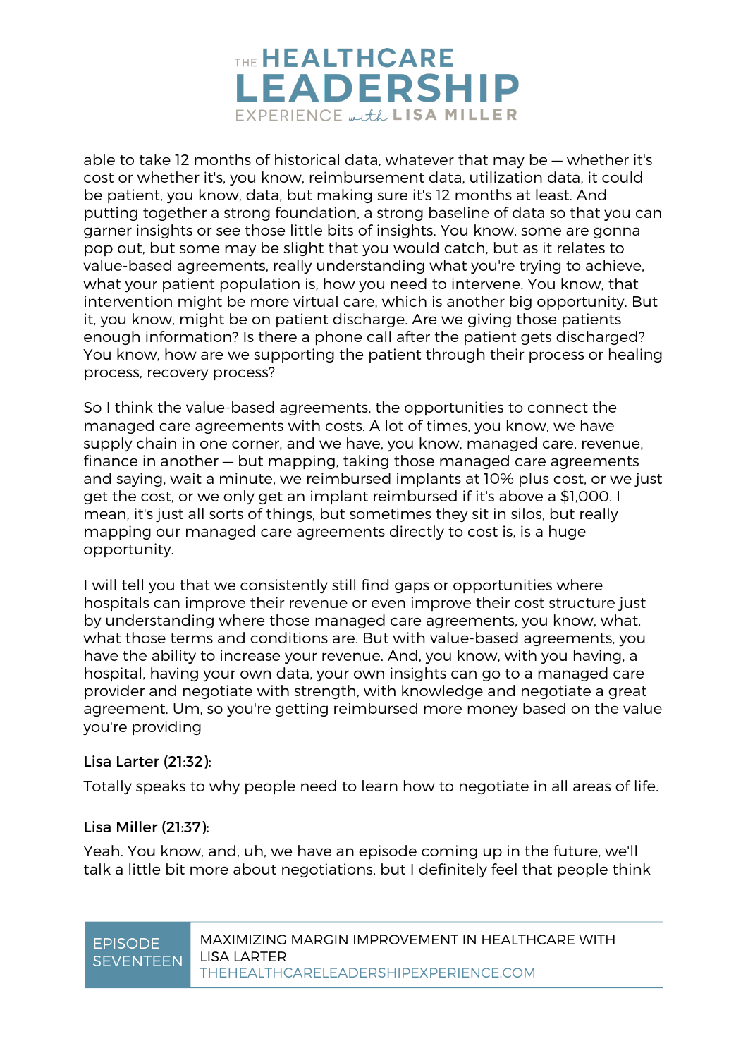able to take 12 months of historical data, whatever that may be — whether it's cost or whether it's, you know, reimbursement data, utilization data, it could be patient, you know, data, but making sure it's 12 months at least. And putting together a strong foundation, a strong baseline of data so that you can garner insights or see those little bits of insights. You know, some are gonna pop out, but some may be slight that you would catch, but as it relates to value-based agreements, really understanding what you're trying to achieve, what your patient population is, how you need to intervene. You know, that intervention might be more virtual care, which is another big opportunity. But it, you know, might be on patient discharge. Are we giving those patients enough information? Is there a phone call after the patient gets discharged? You know, how are we supporting the patient through their process or healing process, recovery process?

So I think the value-based agreements, the opportunities to connect the managed care agreements with costs. A lot of times, you know, we have supply chain in one corner, and we have, you know, managed care, revenue, finance in another — but mapping, taking those managed care agreements and saying, wait a minute, we reimbursed implants at 10% plus cost, or we just get the cost, or we only get an implant reimbursed if it's above a $1,000. I mean, it's just all sorts of things, but sometimes they sit in silos, but really mapping our managed care agreements directly to cost is, is a huge opportunity.

I will tell you that we consistently still find gaps or opportunities where hospitals can improve their revenue or even improve their cost structure just by understanding where those managed care agreements, you know, what, what those terms and conditions are. But with value-based agreements, you have the ability to increase your revenue. And, you know, with you having, a hospital, having your own data, your own insights can go to a managed care provider and negotiate with strength, with knowledge and negotiate a great agreement. Um, so you're getting reimbursed more money based on the value you're providing

**Lisa Larter (21:32):**

Totally speaks to why people need to learn how to negotiate in all areas of life.

**Lisa Miller (21:37):**

Yeah. You know, and, uh, we have an episode coming up in the future, we'll talk a little bit more about negotiations, but I definitely feel that people think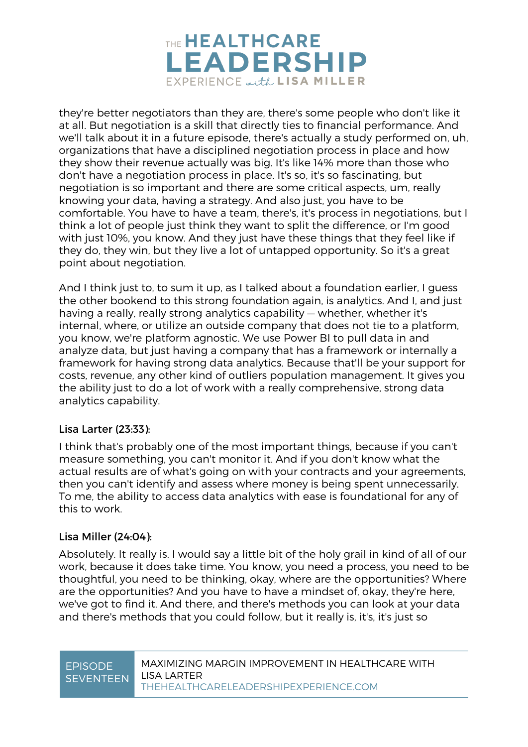they're better negotiators than they are, there's some people who don't like it at all. But negotiation is a skill that directly ties to financial performance. And we'll talk about it in a future episode, there's actually a study performed on, uh, organizations that have a disciplined negotiation process in place and how they show their revenue actually was big. It's like 14% more than those who don't have a negotiation process in place. It's so, it's so fascinating, but negotiation is so important and there are some critical aspects, um, really knowing your data, having a strategy. And also just, you have to be comfortable. You have to have a team, there's, it's process in negotiations, but I think a lot of people just think they want to split the difference, or I'm good with just 10%, you know. And they just have these things that they feel like if they do, they win, but they live a lot of untapped opportunity. So it's a great point about negotiation.

And I think just to, to sum it up, as I talked about a foundation earlier, I guess the other bookend to this strong foundation again, is analytics. And I, and just having a really, really strong analytics capability — whether, whether it's internal, where, or utilize an outside company that does not tie to a platform, you know, we're platform agnostic. We use Power BI to pull data in and analyze data, but just having a company that has a framework or internally a framework for having strong data analytics. Because that'll be your support for costs, revenue, any other kind of outliers population management. It gives you the ability just to do a lot of work with a really comprehensive, strong data analytics capability.

**Lisa Larter (23:33):**

I think that's probably one of the most important things, because if you can't measure something, you can't monitor it. And if you don't know what the actual results are of what's going on with your contracts and your agreements, then you can't identify and assess where money is being spent unnecessarily. To me, the ability to access data analytics with ease is foundational for any of this to work.

**Lisa Miller (24:04):**

Absolutely. It really is. I would say a little bit of the holy grail in kind of all of our work, because it does take time. You know, you need a process, you need to be thoughtful, you need to be thinking, okay, where are the opportunities? Where are the opportunities? And you have to have a mindset of, okay, they're here, we've got to find it. And there, and there's methods you can look at your data and there's methods that you could follow, but it really is, it's, it's just so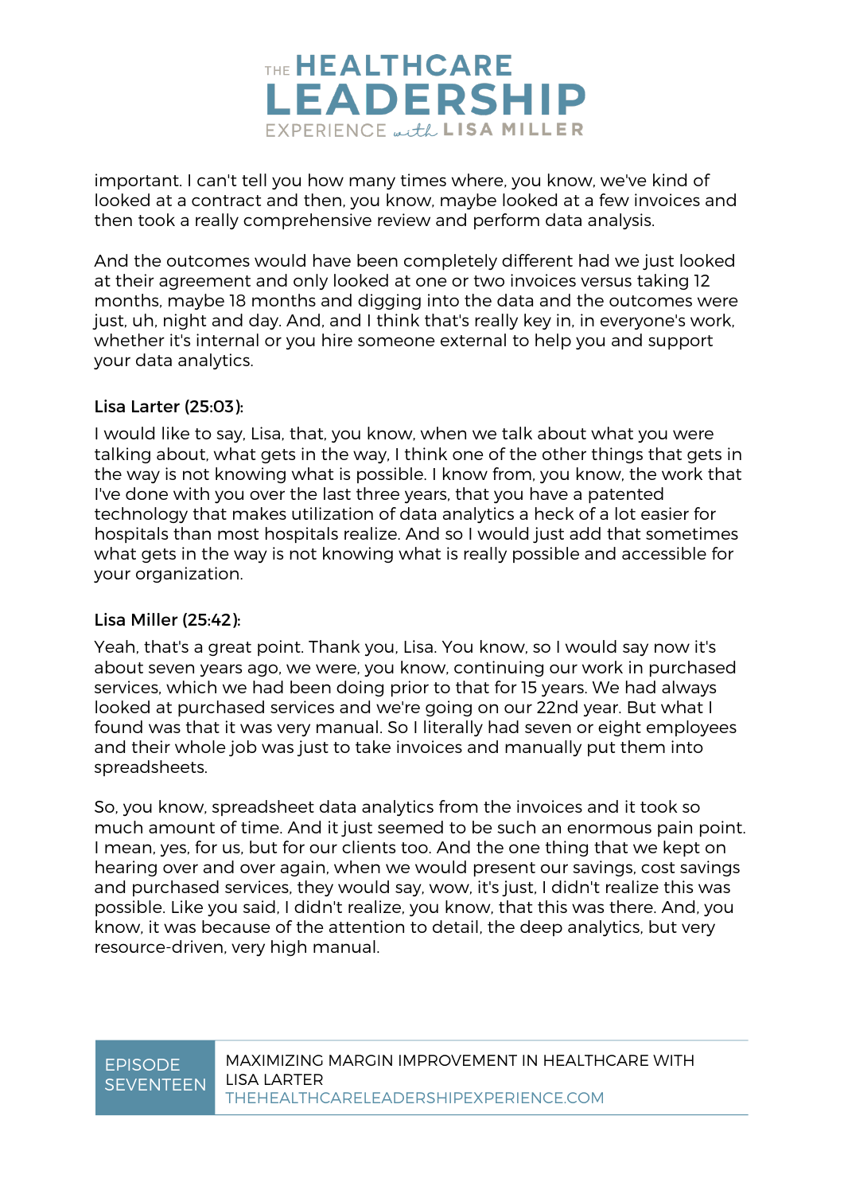important. I can't tell you how many times where, you know, we've kind of looked at a contract and then, you know, maybe looked at a few invoices and then took a really comprehensive review and perform data analysis.

And the outcomes would have been completely different had we just looked at their agreement and only looked at one or two invoices versus taking 12 months, maybe 18 months and digging into the data and the outcomes were just, uh, night and day. And, and I think that's really key in, in everyone's work, whether it's internal or you hire someone external to help you and support your data analytics.

**Lisa Larter (25:03):**

I would like to say, Lisa, that, you know, when we talk about what you were talking about, what gets in the way, I think one of the other things that gets in the way is not knowing what is possible. I know from, you know, the work that I've done with you over the last three years, that you have a patented technology that makes utilization of data analytics a heck of a lot easier for hospitals than most hospitals realize. And so I would just add that sometimes what gets in the way is not knowing what is really possible and accessible for your organization.

**Lisa Miller (25:42):**

Yeah, that's a great point. Thank you, Lisa. You know, so I would say now it's about seven years ago, we were, you know, continuing our work in purchased services, which we had been doing prior to that for 15 years. We had always looked at purchased services and we're going on our 22nd year. But what I found was that it was very manual. So I literally had seven or eight employees and their whole job was just to take invoices and manually put them into spreadsheets.

So, you know, spreadsheet data analytics from the invoices and it took so much amount of time. And it just seemed to be such an enormous pain point. I mean, yes, for us, but for our clients too. And the one thing that we kept on hearing over and over again, when we would present our savings, cost savings and purchased services, they would say, wow, it's just, I didn't realize this was possible. Like you said, I didn't realize, you know, that this was there. And, you know, it was because of the attention to detail, the deep analytics, but very resource-driven, very high manual.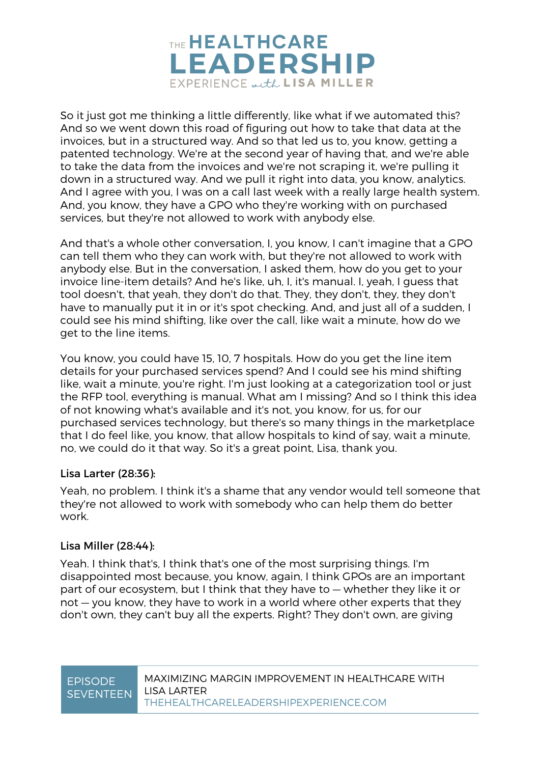So it just got me thinking a little differently, like what if we automated this? And so we went down this road of figuring out how to take that data at the invoices, but in a structured way. And so that led us to, you know, getting a patented technology. We're at the second year of having that, and we're able to take the data from the invoices and we're not scraping it, we're pulling it down in a structured way. And we pull it right into data, you know, analytics. And I agree with you, I was on a call last week with a really large health system. And, you know, they have a GPO who they're working with on purchased services, but they're not allowed to work with anybody else.

And that's a whole other conversation, I, you know, I can't imagine that a GPO can tell them who they can work with, but they're not allowed to work with anybody else. But in the conversation, I asked them, how do you get to your invoice line-item details? And he's like, uh, I, it's manual. I, yeah, I guess that tool doesn't, that yeah, they don't do that. They, they don't, they, they don't have to manually put it in or it's spot checking. And, and just all of a sudden, I could see his mind shifting, like over the call, like wait a minute, how do we get to the line items.

You know, you could have 15, 10, 7 hospitals. How do you get the line item details for your purchased services spend? And I could see his mind shifting like, wait a minute, you're right. I'm just looking at a categorization tool or just the RFP tool, everything is manual. What am I missing? And so I think this idea of not knowing what's available and it's not, you know, for us, for our purchased services technology, but there's so many things in the marketplace that I do feel like, you know, that allow hospitals to kind of say, wait a minute, no, we could do it that way. So it's a great point, Lisa, thank you.

**Lisa Larter (28:36):**

Yeah, no problem. I think it's a shame that any vendor would tell someone that they're not allowed to work with somebody who can help them do better work.

**Lisa Miller (28:44):**

Yeah. I think that's, I think that's one of the most surprising things. I'm disappointed most because, you know, again, I think GPOs are an important part of our ecosystem, but I think that they have to — whether they like it or not — you know, they have to work in a world where other experts that they don't own, they can't buy all the experts. Right? They don't own, are giving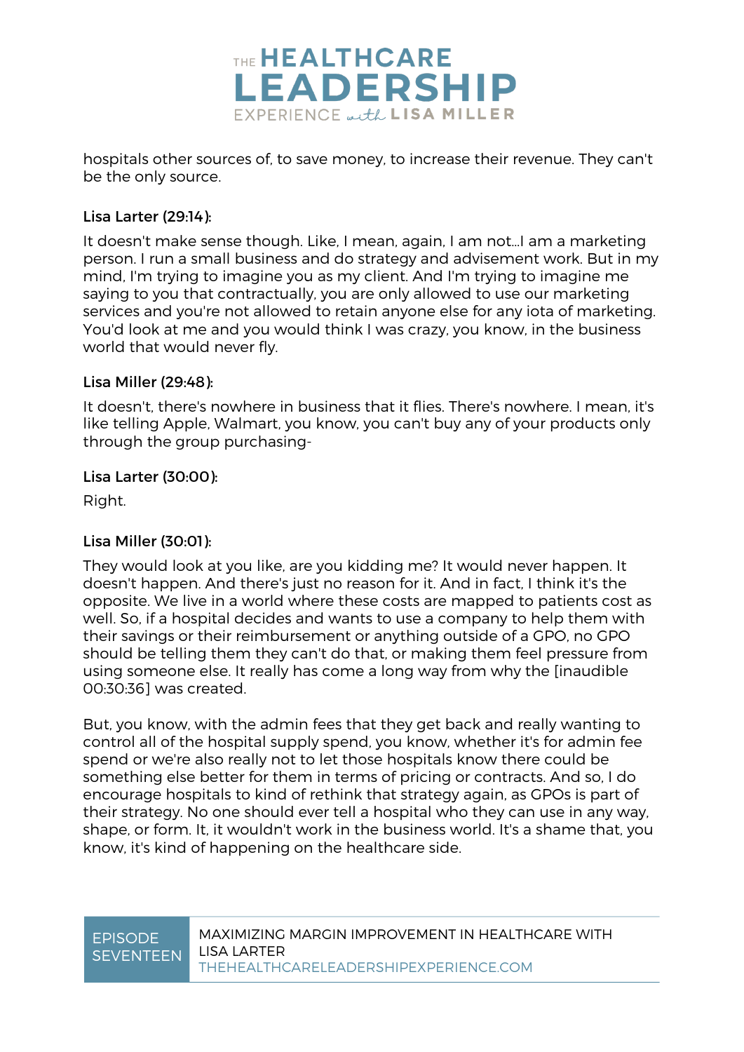hospitals other sources of, to save money, to increase their revenue. They can't be the only source.

**Lisa Larter (29:14):**

It doesn't make sense though. Like, I mean, again, I am not...I am a marketing person. I run a small business and do strategy and advisement work. But in my mind, I'm trying to imagine you as my client. And I'm trying to imagine me saying to you that contractually, you are only allowed to use our marketing services and you're not allowed to retain anyone else for any iota of marketing. You'd look at me and you would think I was crazy, you know, in the business world that would never fly.

**Lisa Miller (29:48):**

It doesn't, there's nowhere in business that it flies. There's nowhere. I mean, it's like telling Apple, Walmart, you know, you can't buy any of your products only through the group purchasing-

**Lisa Larter (30:00):**

Right.

**Lisa Miller (30:01):**

They would look at you like, are you kidding me? It would never happen. It doesn't happen. And there's just no reason for it. And in fact, I think it's the opposite. We live in a world where these costs are mapped to patients cost as well. So, if a hospital decides and wants to use a company to help them with their savings or their reimbursement or anything outside of a GPO, no GPO should be telling them they can't do that, or making them feel pressure from using someone else. It really has come a long way from why the [inaudible 00:30:36] was created.

But, you know, with the admin fees that they get back and really wanting to control all of the hospital supply spend, you know, whether it's for admin fee spend or we're also really not to let those hospitals know there could be something else better for them in terms of pricing or contracts. And so, I do encourage hospitals to kind of rethink that strategy again, as GPOs is part of their strategy. No one should ever tell a hospital who they can use in any way, shape, or form. It, it wouldn't work in the business world. It's a shame that, you know, it's kind of happening on the healthcare side.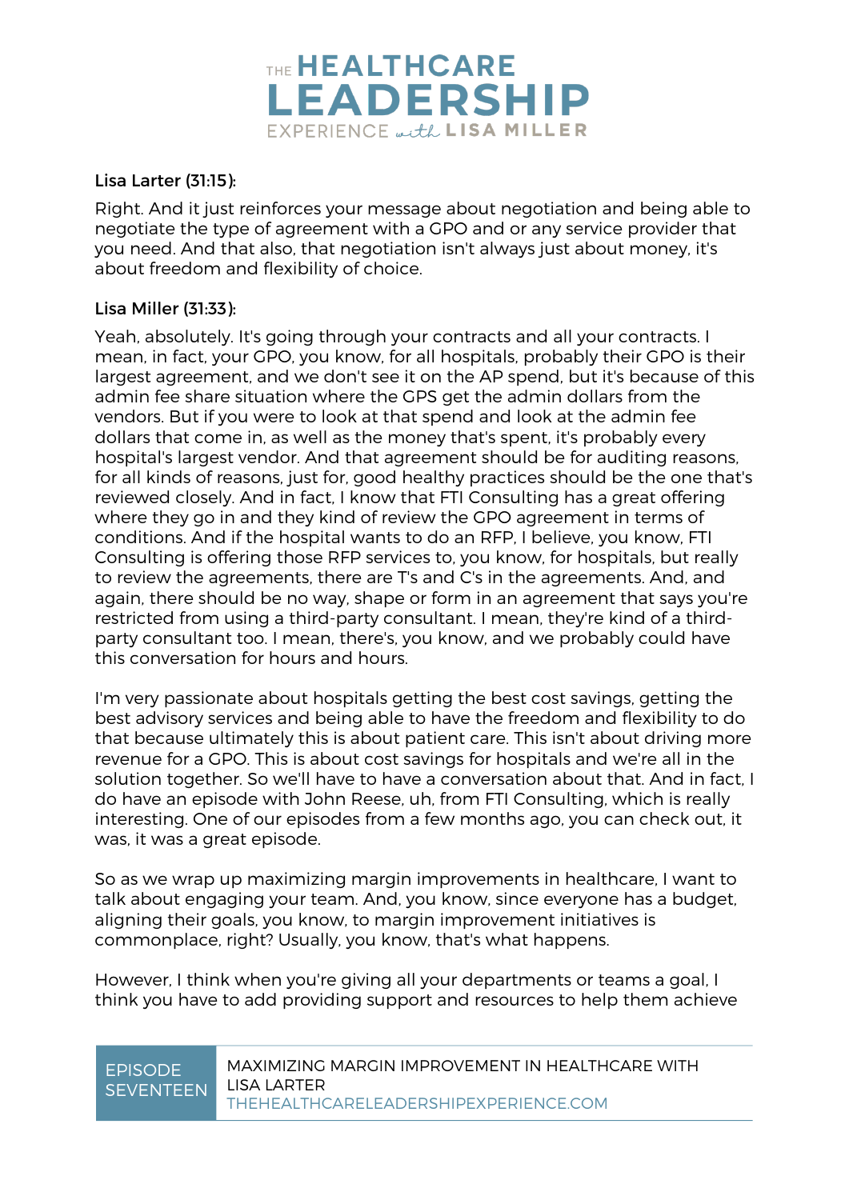**Lisa Larter (31:15):**

Right. And it just reinforces your message about negotiation and being able to negotiate the type of agreement with a GPO and or any service provider that you need. And that also, that negotiation isn't always just about money, it's about freedom and flexibility of choice.

**Lisa Miller (31:33):**

Yeah, absolutely. It's going through your contracts and all your contracts. I mean, in fact, your GPO, you know, for all hospitals, probably their GPO is their largest agreement, and we don't see it on the AP spend, but it's because of this admin fee share situation where the GPS get the admin dollars from the vendors. But if you were to look at that spend and look at the admin fee dollars that come in, as well as the money that's spent, it's probably every hospital's largest vendor. And that agreement should be for auditing reasons, for all kinds of reasons, just for, good healthy practices should be the one that's reviewed closely. And in fact, I know that FTI Consulting has a great offering where they go in and they kind of review the GPO agreement in terms of conditions. And if the hospital wants to do an RFP, I believe, you know, FTI Consulting is offering those RFP services to, you know, for hospitals, but really to review the agreements, there are T's and C's in the agreements. And, and again, there should be no way, shape or form in an agreement that says you're restricted from using a third-party consultant. I mean, they're kind of a third-party consultant too. I mean, there's, you know, and we probably could have this conversation for hours and hours.

I'm very passionate about hospitals getting the best cost savings, getting the best advisory services and being able to have the freedom and flexibility to do that because ultimately this is about patient care. This isn't about driving more revenue for a GPO. This is about cost savings for hospitals and we're all in the solution together. So we'll have to have a conversation about that. And in fact, I do have an episode with John Reese, uh, from FTI Consulting, which is really interesting. One of our episodes from a few months ago, you can check out, it was, it was a great episode.

So as we wrap up maximizing margin improvements in healthcare, I want to talk about engaging your team. And, you know, since everyone has a budget, aligning their goals, you know, to margin improvement initiatives is commonplace, right? Usually, you know, that's what happens.

However, I think when you're giving all your departments or teams a goal, I think you have to add providing support and resources to help them achieve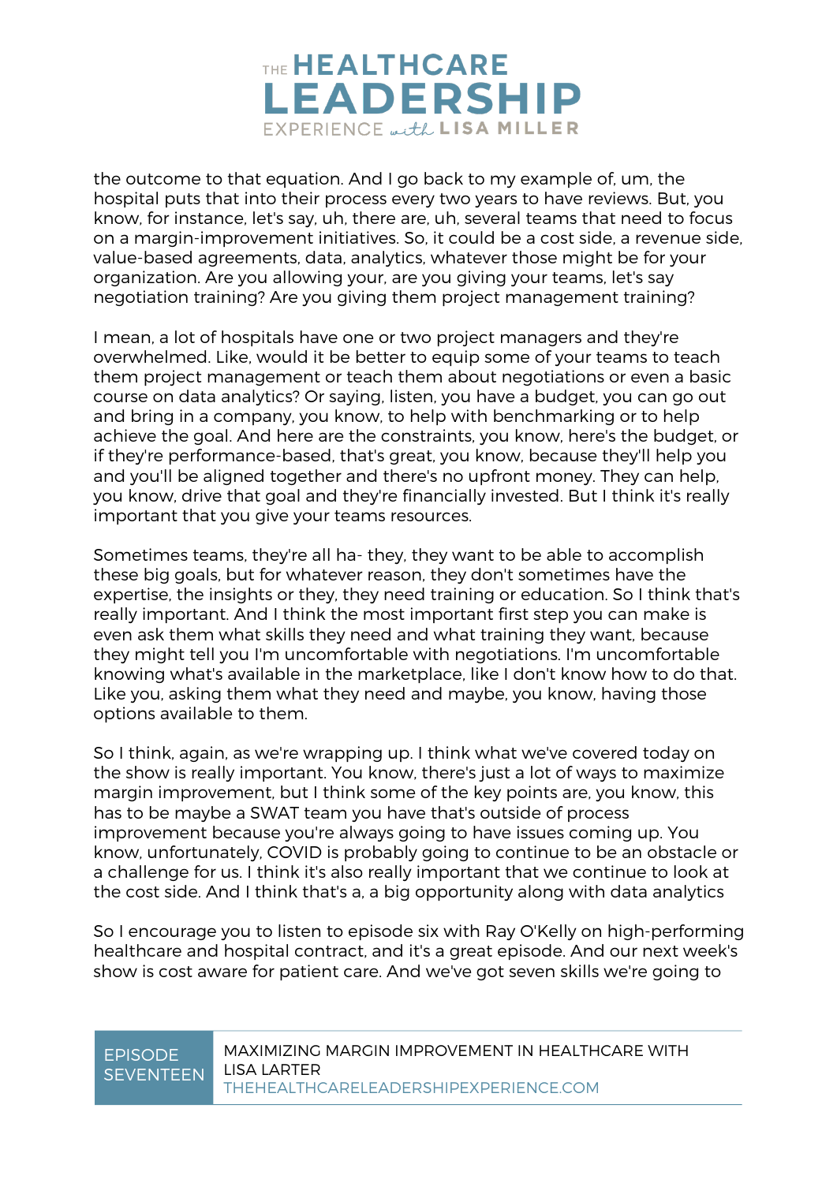the outcome to that equation. And I go back to my example of, um, the hospital puts that into their process every two years to have reviews. But, you know, for instance, let's say, uh, there are, uh, several teams that need to focus on a margin-improvement initiatives. So, it could be a cost side, a revenue side, value-based agreements, data, analytics, whatever those might be for your organization. Are you allowing your, are you giving your teams, let's say negotiation training? Are you giving them project management training?

I mean, a lot of hospitals have one or two project managers and they're overwhelmed. Like, would it be better to equip some of your teams to teach them project management or teach them about negotiations or even a basic course on data analytics? Or saying, listen, you have a budget, you can go out and bring in a company, you know, to help with benchmarking or to help achieve the goal. And here are the constraints, you know, here's the budget, or if they're performance-based, that's great, you know, because they'll help you and you'll be aligned together and there's no upfront money. They can help, you know, drive that goal and they're financially invested. But I think it's really important that you give your teams resources.

Sometimes teams, they're all ha- they, they want to be able to accomplish these big goals, but for whatever reason, they don't sometimes have the expertise, the insights or they, they need training or education. So I think that's really important. And I think the most important first step you can make is even ask them what skills they need and what training they want, because they might tell you I'm uncomfortable with negotiations. I'm uncomfortable knowing what's available in the marketplace, like I don't know how to do that. Like you, asking them what they need and maybe, you know, having those options available to them.

So I think, again, as we're wrapping up. I think what we've covered today on the show is really important. You know, there's just a lot of ways to maximize margin improvement, but I think some of the key points are, you know, this has to be maybe a SWAT team you have that's outside of process improvement because you're always going to have issues coming up. You know, unfortunately, COVID is probably going to continue to be an obstacle or a challenge for us. I think it's also really important that we continue to look at the cost side. And I think that's a, a big opportunity along with data analytics

So I encourage you to listen to episode six with Ray O'Kelly on high-performing healthcare and hospital contract, and it's a great episode. And our next week's show is cost aware for patient care. And we've got seven skills we're going to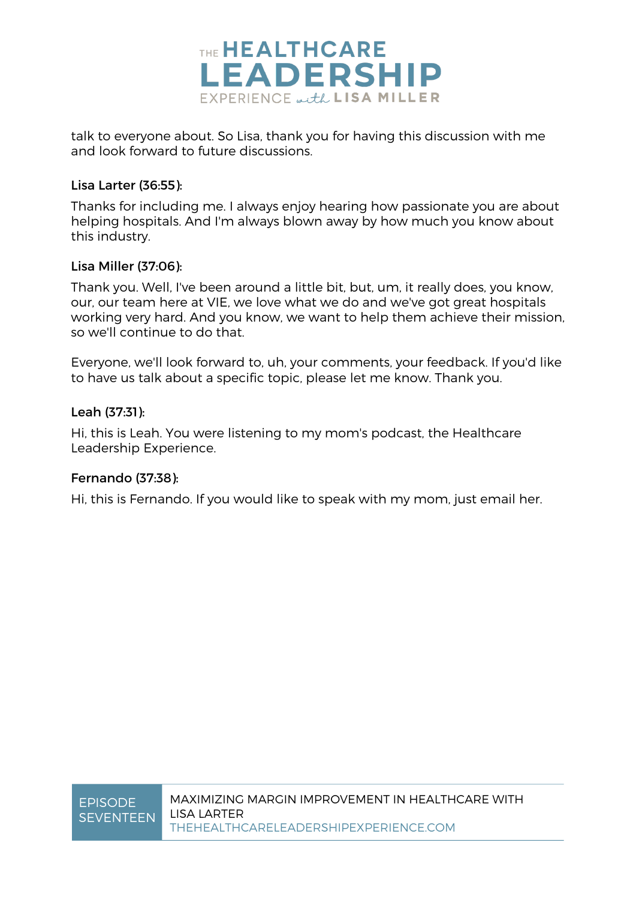talk to everyone about. So Lisa, thank you for having this discussion with me and look forward to future discussions.

**Lisa Larter (36:55):**

Thanks for including me. I always enjoy hearing how passionate you are about helping hospitals. And I'm always blown away by how much you know about this industry.

**Lisa Miller (37:06):**

Thank you. Well, I've been around a little bit, but, um, it really does, you know, our, our team here at VIE, we love what we do and we've got great hospitals working very hard. And you know, we want to help them achieve their mission, so we'll continue to do that.

Everyone, we'll look forward to, uh, your comments, your feedback. If you'd like to have us talk about a specific topic, please let me know. Thank you.

**Leah (37:31):**

Hi, this is Leah. You were listening to my mom's podcast, the Healthcare Leadership Experience.

**Fernando (37:38):**

Hi, this is Fernando. If you would like to speak with my mom, just email her.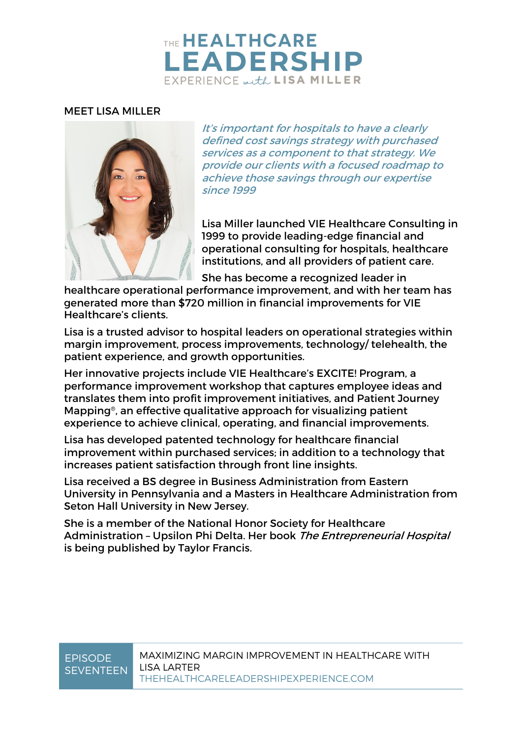# THE HEALTHCARE LEADERSHIP EXPERIENCE *with* LISA MILLER

## MEET LISA MILLER

*It's important for hospitals to have a clearly defined cost savings strategy with purchased services as a component to that strategy. We provide our clients with a focused roadmap to achieve those savings through our expertise since 1999*

Lisa Miller launched VIE Healthcare Consulting in 1999 to provide leading-edge financial and operational consulting for hospitals, healthcare institutions, and all providers of patient care.

She has become a recognized leader in healthcare operational performance improvement, and with her team has generated more than $720 million in financial improvements for VIE Healthcare's clients.

Lisa is a trusted advisor to hospital leaders on operational strategies within margin improvement, process improvements, technology/ telehealth, the patient experience, and growth opportunities.

Her innovative projects include VIE Healthcare's EXCITE! Program, a performance improvement workshop that captures employee ideas and translates them into profit improvement initiatives, and Patient Journey Mapping®, an effective qualitative approach for visualizing patient experience to achieve clinical, operating, and financial improvements.

Lisa has developed patented technology for healthcare financial improvement within purchased services; in addition to a technology that increases patient satisfaction through front line insights.

Lisa received a BS degree in Business Administration from Eastern University in Pennsylvania and a Masters in Healthcare Administration from Seton Hall University in New Jersey.

She is a member of the National Honor Society for Healthcare Administration – Upsilon Phi Delta. Her book *The Entrepreneurial Hospital* is being published by Taylor Francis.

EPISODE SEVENTEEN — MAXIMIZING MARGIN IMPROVEMENT IN HEALTHCARE WITH LISA LARTER
THEHEALTHCARELEADERSHIPEXPERIENCE.COM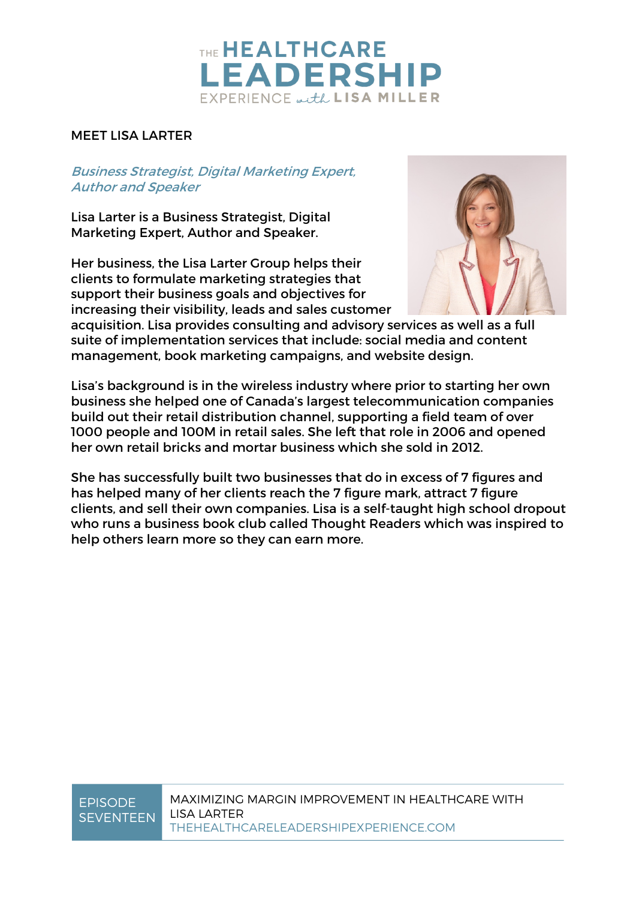# MEET LISA LARTER

*Business Strategist, Digital Marketing Expert, Author and Speaker*

Lisa Larter is a Business Strategist, Digital Marketing Expert, Author and Speaker.

Her business, the Lisa Larter Group helps their clients to formulate marketing strategies that support their business goals and objectives for increasing their visibility, leads and sales customer acquisition. Lisa provides consulting and advisory services as well as a full suite of implementation services that include: social media and content management, book marketing campaigns, and website design.

Lisa's background is in the wireless industry where prior to starting her own business she helped one of Canada's largest telecommunication companies build out their retail distribution channel, supporting a field team of over 1000 people and 100M in retail sales. She left that role in 2006 and opened her own retail bricks and mortar business which she sold in 2012.

She has successfully built two businesses that do in excess of 7 figures and has helped many of her clients reach the 7 figure mark, attract 7 figure clients, and sell their own companies. Lisa is a self-taught high school dropout who runs a business book club called Thought Readers which was inspired to help others learn more so they can earn more.

EPISODE SEVENTEEN

MAXIMIZING MARGIN IMPROVEMENT IN HEALTHCARE WITH LISA LARTER

THEHEALTHCARELEADERSHIPEXPERIENCE.COM